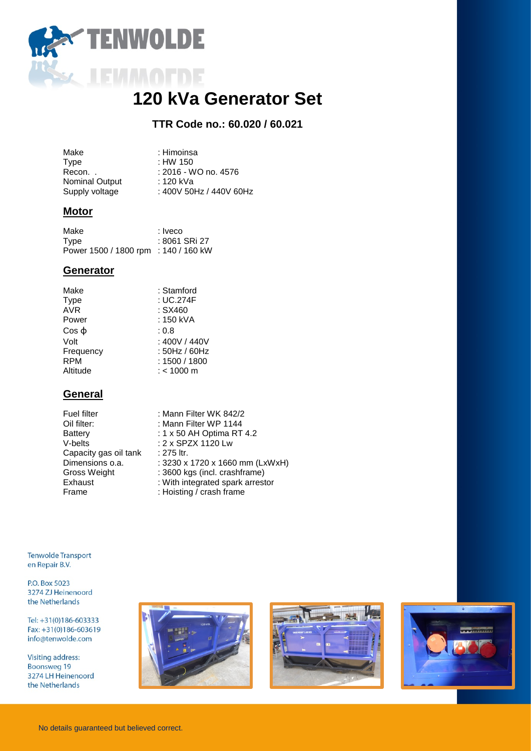# 120 kVa Generator Set

## TTR Code no.: 60.020 / 60.021

| | |
|---|---|
| Make | : Himoinsa |
| Type | : HW 150 |
| Recon. . | : 2016 - WO no. 4576 |
| Nominal Output | : 120 kVa |
| Supply voltage | : 400V 50Hz / 440V 60Hz |

### Motor

| | |
|---|---|
| Make | : Iveco |
| Type | : 8061 SRi 27 |
| Power 1500 / 1800 rpm | : 140 / 160 kW |

### Generator

| | |
|---|---|
| Make | : Stamford |
| Type | : UC.274F |
| AVR | : SX460 |
| Power | : 150 kVA |
| Cos $\phi$ | : 0.8 |
| Volt | : 400V / 440V |
| Frequency | : 50Hz / 60Hz |
| RPM | : 1500 / 1800 |
| Altitude | : < 1000 m |

### General

| | |
|---|---|
| Fuel filter | : Mann Filter WK 842/2 |
| Oil filter: | : Mann Filter WP 1144 |
| Battery | : 1 x 50 AH Optima RT 4.2 |
| V-belts | : 2 x SPZX 1120 Lw |
| Capacity gas oil tank | : 275 ltr. |
| Dimensions o.a. | : 3230 x 1720 x 1660 mm (LxWxH) |
| Gross Weight | : 3600 kgs (incl. crashframe) |
| Exhaust | : With integrated spark arrestor |
| Frame | : Hoisting / crash frame |

Tenwolde Transport en Repair B.V.

P.O. Box 5023
3274 ZJ Heinenoord
the Netherlands

Tel: +31(0)186-603333
Fax: +31(0)186-603619
info@tenwolde.com

Visiting address:
Boonsweg 19
3274 LH Heinenoord
the Netherlands

No details guaranteed but believed correct.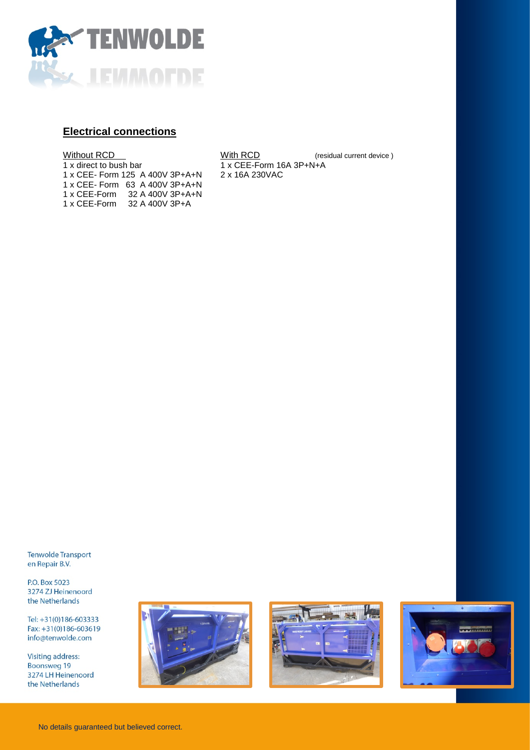## Electrical connections

| Without RCD | With RCD (residual current device) |
|---|---|
| 1 x direct to bush bar | 1 x CEE-Form 16A 3P+N+A |
| 1 x CEE- Form 125 A 400V 3P+A+N | 2 x 16A 230VAC |
| 1 x CEE- Form 63 A 400V 3P+A+N | |
| 1 x CEE-Form 32 A 400V 3P+A+N | |
| 1 x CEE-Form 32 A 400V 3P+A | |

Tenwolde Transport en Repair B.V.

P.O. Box 5023
3274 ZJ Heinenoord
the Netherlands

Tel: +31(0)186-603333
Fax: +31(0)186-603619
info@tenwolde.com

Visiting address:
Boonsweg 19
3274 LH Heinenoord
the Netherlands

No details guaranteed but believed correct.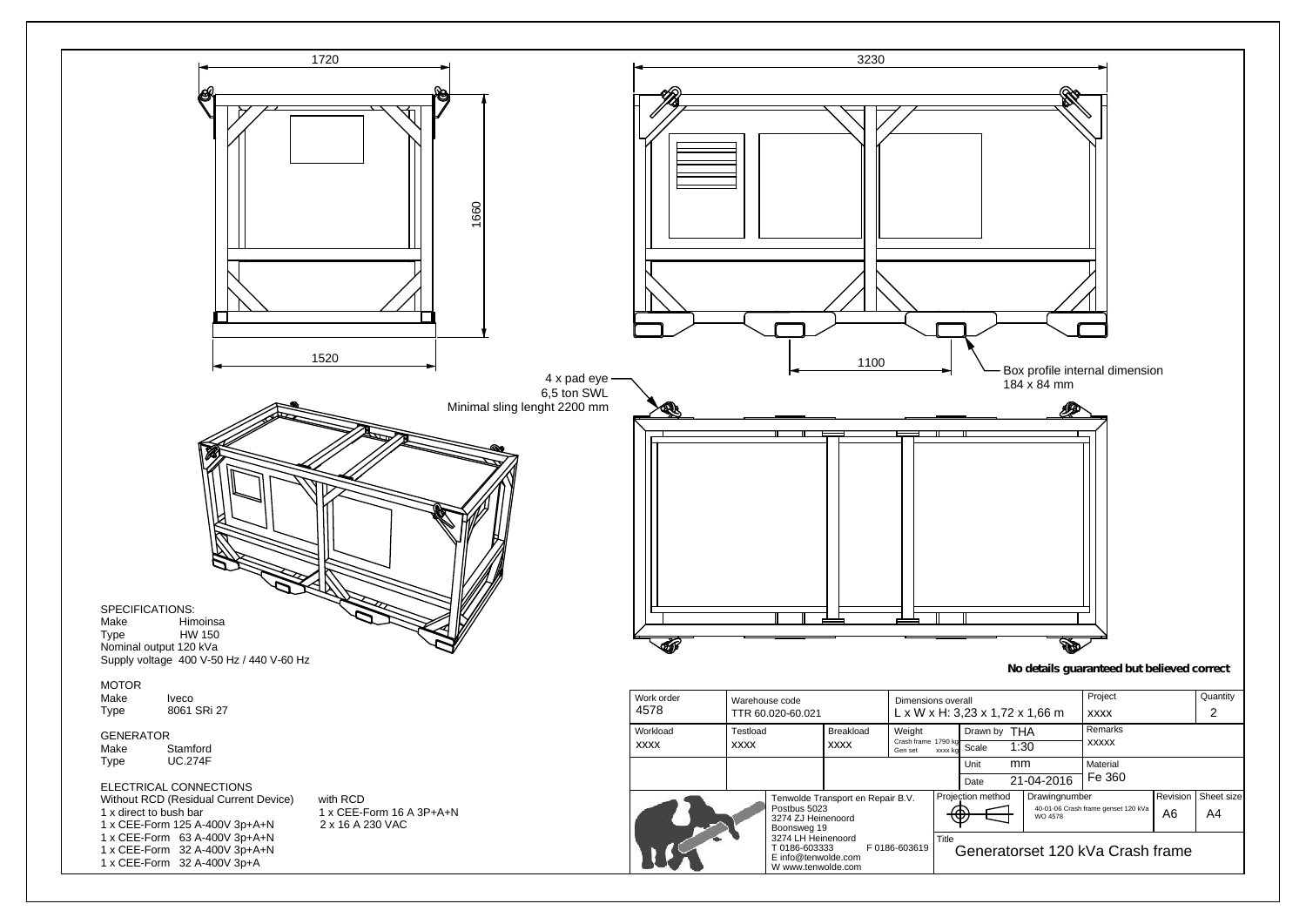1720

1660

1520

3230

1100

Box profile internal dimension
184 x 84 mm

4 x pad eye
6,5 ton SWL
Minimal sling lenght 2200 mm

SPECIFICATIONS:
Make Himoinsa
Type HW 150
Nominal output 120 kVa
Supply voltage 400 V-50 Hz / 440 V-60 Hz

MOTOR
Make Iveco
Type 8061 SRi 27

GENERATOR
Make Stamford
Type UC.274F

ELECTRICAL CONNECTIONS
Without RCD (Residual Current Device)
1 x direct to bush bar
1 x CEE-Form 125 A-400V 3p+A+N
1 x CEE-Form 63 A-400V 3p+A+N
1 x CEE-Form 32 A-400V 3p+A+N
1 x CEE-Form 32 A-400V 3p+A

with RCD
1 x CEE-Form 16 A 3P+A+N
2 x 16 A 230 VAC

**No details guaranteed but believed correct**

| | | | | | | |
|---|---|---|---|---|---|---|
| Work order 4578 | Warehouse code TTR 60.020-60.021 | | Dimensions overall L x W x H: 3,23 x 1,72 x 1,66 m | | Project xxxx | Quantity 2 |
| Workload xxxx | Testload xxxx | Breakload xxxx | Weight Crash frame 1790 kg Gen set xxxx kg | Drawn by THA / Scale 1:30 | Remarks xxxxx | |
| | | | | Unit mm / Date 21-04-2016 | Material Fe 360 | |
| | Tenwolde Transport en Repair B.V. Postbus 5023 3274 ZJ Heinenoord Boonsweg 19 3274 LH Heinenoord T 0186-603333 F 0186-603619 E info@tenwolde.com W www.tenwolde.com | | Projection method | Drawingnumber 40-01-06 Crash frame genset 120 kVa WO 4578 | Revision A6 | Sheet size A4 |
| | | | Title Generatorset 120 kVa Crash frame | | | |